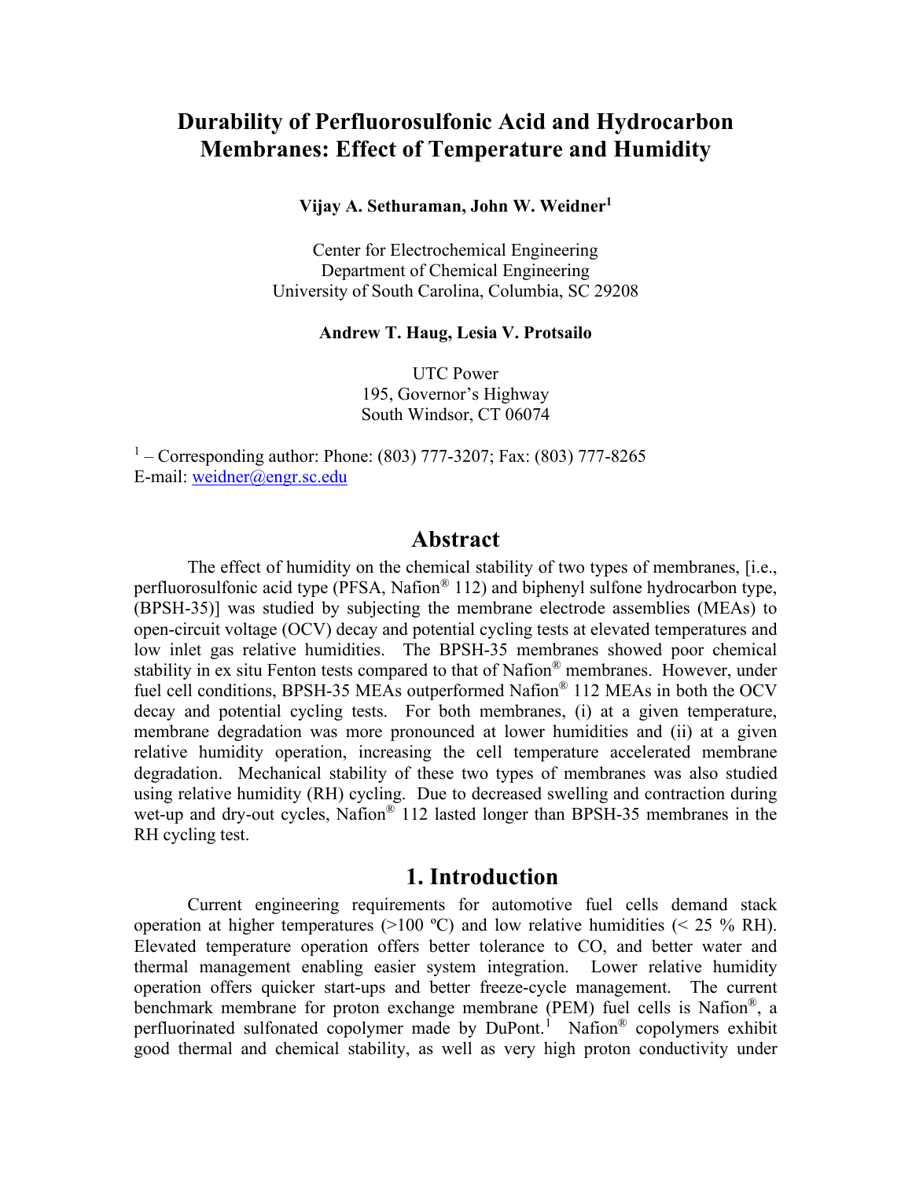# Durability of Perfluorosulfonic Acid and Hydrocarbon Membranes: Effect of Temperature and Humidity

**Vijay A. Sethuraman, John W. Weidner[1]**

Center for Electrochemical Engineering
Department of Chemical Engineering
University of South Carolina, Columbia, SC 29208

**Andrew T. Haug, Lesia V. Protsailo**

UTC Power
195, Governor's Highway
South Windsor, CT 06074

[1] – Corresponding author: Phone: (803) 777-3207; Fax: (803) 777-8265
E-mail: weidner@engr.sc.edu

## Abstract

The effect of humidity on the chemical stability of two types of membranes, [i.e., perfluorosulfonic acid type (PFSA, Nafion® 112) and biphenyl sulfone hydrocarbon type, (BPSH-35)] was studied by subjecting the membrane electrode assemblies (MEAs) to open-circuit voltage (OCV) decay and potential cycling tests at elevated temperatures and low inlet gas relative humidities. The BPSH-35 membranes showed poor chemical stability in ex situ Fenton tests compared to that of Nafion® membranes. However, under fuel cell conditions, BPSH-35 MEAs outperformed Nafion® 112 MEAs in both the OCV decay and potential cycling tests. For both membranes, (i) at a given temperature, membrane degradation was more pronounced at lower humidities and (ii) at a given relative humidity operation, increasing the cell temperature accelerated membrane degradation. Mechanical stability of these two types of membranes was also studied using relative humidity (RH) cycling. Due to decreased swelling and contraction during wet-up and dry-out cycles, Nafion® 112 lasted longer than BPSH-35 membranes in the RH cycling test.

## 1. Introduction

Current engineering requirements for automotive fuel cells demand stack operation at higher temperatures (>100 ºC) and low relative humidities (< 25 % RH). Elevated temperature operation offers better tolerance to CO, and better water and thermal management enabling easier system integration. Lower relative humidity operation offers quicker start-ups and better freeze-cycle management. The current benchmark membrane for proton exchange membrane (PEM) fuel cells is Nafion®, a perfluorinated sulfonated copolymer made by DuPont.[1] Nafion® copolymers exhibit good thermal and chemical stability, as well as very high proton conductivity under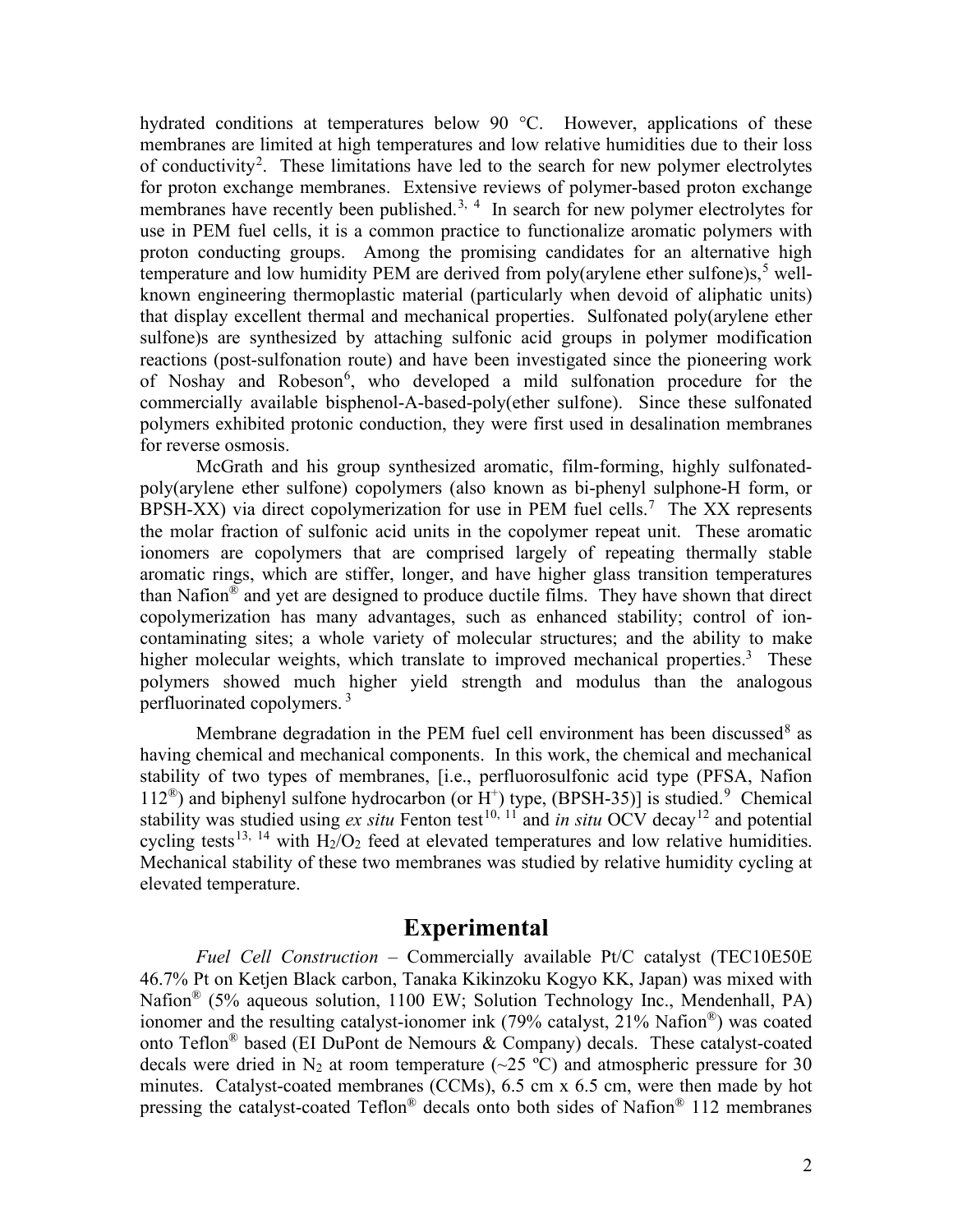hydrated conditions at temperatures below 90 °C. However, applications of these membranes are limited at high temperatures and low relative humidities due to their loss of conductivity[2]. These limitations have led to the search for new polymer electrolytes for proton exchange membranes. Extensive reviews of polymer-based proton exchange membranes have recently been published.[3, 4] In search for new polymer electrolytes for use in PEM fuel cells, it is a common practice to functionalize aromatic polymers with proton conducting groups. Among the promising candidates for an alternative high temperature and low humidity PEM are derived from poly(arylene ether sulfone)s,[5] well-known engineering thermoplastic material (particularly when devoid of aliphatic units) that display excellent thermal and mechanical properties. Sulfonated poly(arylene ether sulfone)s are synthesized by attaching sulfonic acid groups in polymer modification reactions (post-sulfonation route) and have been investigated since the pioneering work of Noshay and Robeson[6], who developed a mild sulfonation procedure for the commercially available bisphenol-A-based-poly(ether sulfone). Since these sulfonated polymers exhibited protonic conduction, they were first used in desalination membranes for reverse osmosis.

McGrath and his group synthesized aromatic, film-forming, highly sulfonated-poly(arylene ether sulfone) copolymers (also known as bi-phenyl sulphone-H form, or BPSH-XX) via direct copolymerization for use in PEM fuel cells.[7] The XX represents the molar fraction of sulfonic acid units in the copolymer repeat unit. These aromatic ionomers are copolymers that are comprised largely of repeating thermally stable aromatic rings, which are stiffer, longer, and have higher glass transition temperatures than Nafion® and yet are designed to produce ductile films. They have shown that direct copolymerization has many advantages, such as enhanced stability; control of ion-contaminating sites; a whole variety of molecular structures; and the ability to make higher molecular weights, which translate to improved mechanical properties.[3] These polymers showed much higher yield strength and modulus than the analogous perfluorinated copolymers.[3]

Membrane degradation in the PEM fuel cell environment has been discussed[8] as having chemical and mechanical components. In this work, the chemical and mechanical stability of two types of membranes, [i.e., perfluorosulfonic acid type (PFSA, Nafion 112®) and biphenyl sulfone hydrocarbon (or $H^+$) type, (BPSH-35)] is studied.[9] Chemical stability was studied using *ex situ* Fenton test[10, 11] and *in situ* OCV decay[12] and potential cycling tests[13, 14] with $H_2/O_2$ feed at elevated temperatures and low relative humidities. Mechanical stability of these two membranes was studied by relative humidity cycling at elevated temperature.

## Experimental

*Fuel Cell Construction* – Commercially available Pt/C catalyst (TEC10E50E 46.7% Pt on Ketjen Black carbon, Tanaka Kikinzoku Kogyo KK, Japan) was mixed with Nafion® (5% aqueous solution, 1100 EW; Solution Technology Inc., Mendenhall, PA) ionomer and the resulting catalyst-ionomer ink (79% catalyst, 21% Nafion®) was coated onto Teflon® based (EI DuPont de Nemours & Company) decals. These catalyst-coated decals were dried in $N_2$ at room temperature (~25 ºC) and atmospheric pressure for 30 minutes. Catalyst-coated membranes (CCMs), 6.5 cm x 6.5 cm, were then made by hot pressing the catalyst-coated Teflon® decals onto both sides of Nafion® 112 membranes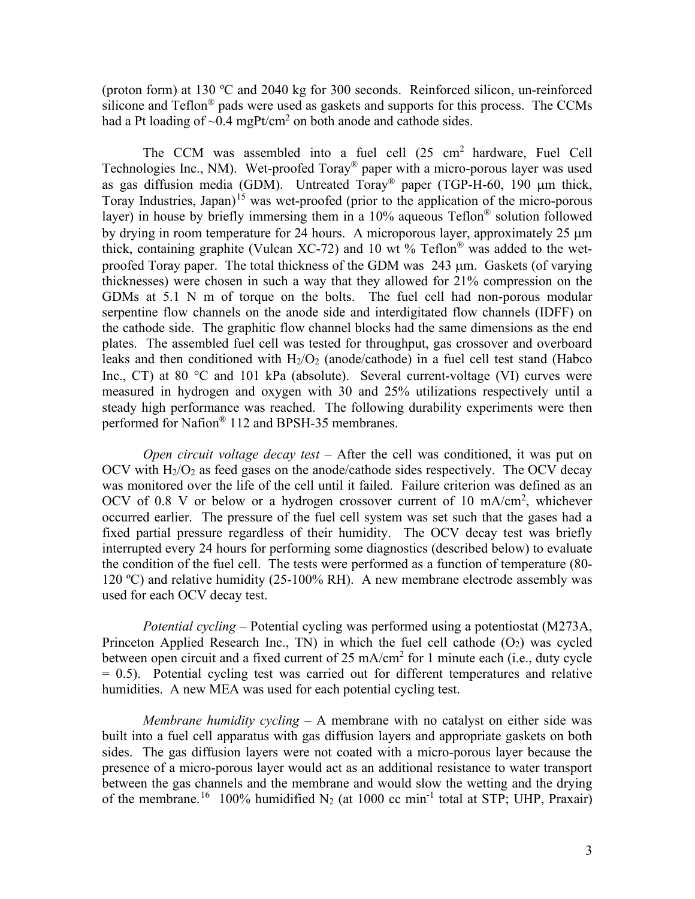(proton form) at 130 ºC and 2040 kg for 300 seconds. Reinforced silicon, un-reinforced silicone and Teflon® pads were used as gaskets and supports for this process. The CCMs had a Pt loading of ~0.4 mgPt/cm$^2$ on both anode and cathode sides.

The CCM was assembled into a fuel cell (25 cm$^2$ hardware, Fuel Cell Technologies Inc., NM). Wet-proofed Toray® paper with a micro-porous layer was used as gas diffusion media (GDM). Untreated Toray® paper (TGP-H-60, 190 μm thick, Toray Industries, Japan)[15] was wet-proofed (prior to the application of the micro-porous layer) in house by briefly immersing them in a 10% aqueous Teflon® solution followed by drying in room temperature for 24 hours. A microporous layer, approximately 25 μm thick, containing graphite (Vulcan XC-72) and 10 wt % Teflon® was added to the wet-proofed Toray paper. The total thickness of the GDM was 243 μm. Gaskets (of varying thicknesses) were chosen in such a way that they allowed for 21% compression on the GDMs at 5.1 N m of torque on the bolts. The fuel cell had non-porous modular serpentine flow channels on the anode side and interdigitated flow channels (IDFF) on the cathode side. The graphitic flow channel blocks had the same dimensions as the end plates. The assembled fuel cell was tested for throughput, gas crossover and overboard leaks and then conditioned with $H_2/O_2$ (anode/cathode) in a fuel cell test stand (Habco Inc., CT) at 80 °C and 101 kPa (absolute). Several current-voltage (VI) curves were measured in hydrogen and oxygen with 30 and 25% utilizations respectively until a steady high performance was reached. The following durability experiments were then performed for Nafion® 112 and BPSH-35 membranes.

*Open circuit voltage decay test* – After the cell was conditioned, it was put on OCV with $H_2/O_2$ as feed gases on the anode/cathode sides respectively. The OCV decay was monitored over the life of the cell until it failed. Failure criterion was defined as an OCV of 0.8 V or below or a hydrogen crossover current of 10 mA/cm$^2$, whichever occurred earlier. The pressure of the fuel cell system was set such that the gases had a fixed partial pressure regardless of their humidity. The OCV decay test was briefly interrupted every 24 hours for performing some diagnostics (described below) to evaluate the condition of the fuel cell. The tests were performed as a function of temperature (80-120 ºC) and relative humidity (25-100% RH). A new membrane electrode assembly was used for each OCV decay test.

*Potential cycling* – Potential cycling was performed using a potentiostat (M273A, Princeton Applied Research Inc., TN) in which the fuel cell cathode ($O_2$) was cycled between open circuit and a fixed current of 25 mA/cm$^2$ for 1 minute each (i.e., duty cycle = 0.5). Potential cycling test was carried out for different temperatures and relative humidities. A new MEA was used for each potential cycling test.

*Membrane humidity cycling* – A membrane with no catalyst on either side was built into a fuel cell apparatus with gas diffusion layers and appropriate gaskets on both sides. The gas diffusion layers were not coated with a micro-porous layer because the presence of a micro-porous layer would act as an additional resistance to water transport between the gas channels and the membrane and would slow the wetting and the drying of the membrane.[16] 100% humidified $N_2$ (at 1000 cc min$^{-1}$ total at STP; UHP, Praxair)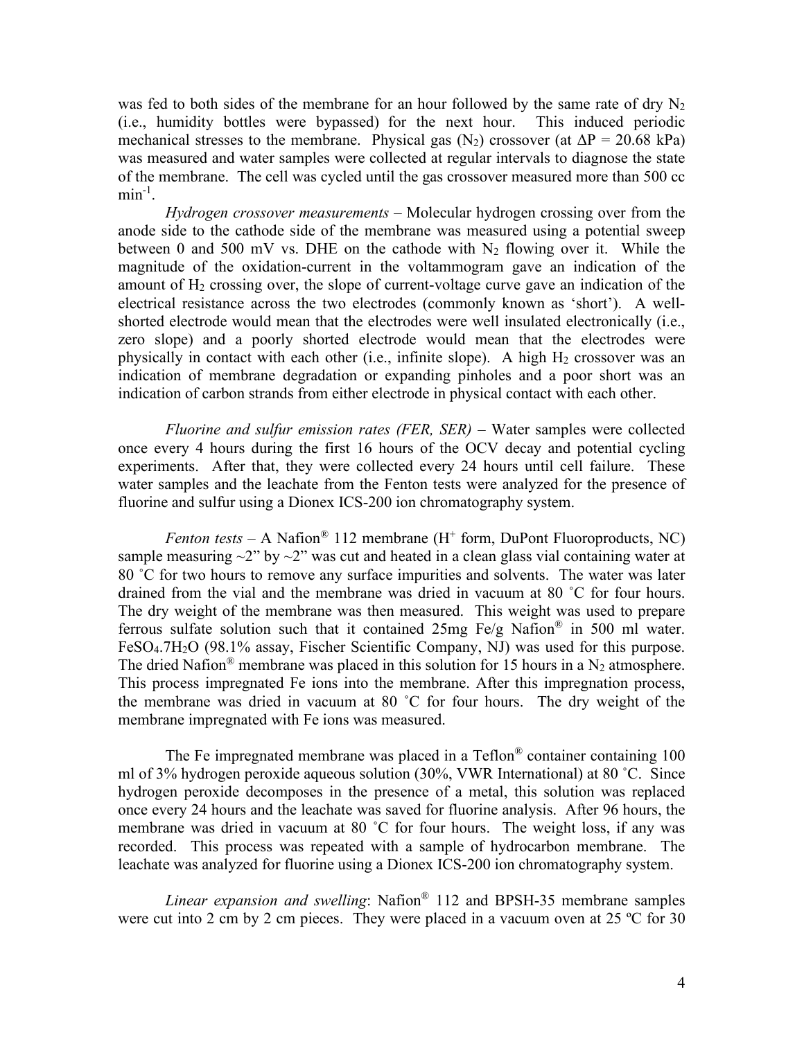was fed to both sides of the membrane for an hour followed by the same rate of dry $N_2$ (i.e., humidity bottles were bypassed) for the next hour. This induced periodic mechanical stresses to the membrane. Physical gas ($N_2$) crossover (at $\Delta P = 20.68$ kPa) was measured and water samples were collected at regular intervals to diagnose the state of the membrane. The cell was cycled until the gas crossover measured more than 500 cc $min^{-1}$.

*Hydrogen crossover measurements* – Molecular hydrogen crossing over from the anode side to the cathode side of the membrane was measured using a potential sweep between 0 and 500 mV vs. DHE on the cathode with $N_2$ flowing over it. While the magnitude of the oxidation-current in the voltammogram gave an indication of the amount of $H_2$ crossing over, the slope of current-voltage curve gave an indication of the electrical resistance across the two electrodes (commonly known as 'short'). A well-shorted electrode would mean that the electrodes were well insulated electronically (i.e., zero slope) and a poorly shorted electrode would mean that the electrodes were physically in contact with each other (i.e., infinite slope). A high $H_2$ crossover was an indication of membrane degradation or expanding pinholes and a poor short was an indication of carbon strands from either electrode in physical contact with each other.

*Fluorine and sulfur emission rates (FER, SER)* – Water samples were collected once every 4 hours during the first 16 hours of the OCV decay and potential cycling experiments. After that, they were collected every 24 hours until cell failure. These water samples and the leachate from the Fenton tests were analyzed for the presence of fluorine and sulfur using a Dionex ICS-200 ion chromatography system.

*Fenton tests* – A Nafion® 112 membrane ($H^+$ form, DuPont Fluoroproducts, NC) sample measuring ~2" by ~2" was cut and heated in a clean glass vial containing water at 80 ˚C for two hours to remove any surface impurities and solvents. The water was later drained from the vial and the membrane was dried in vacuum at 80 ˚C for four hours. The dry weight of the membrane was then measured. This weight was used to prepare ferrous sulfate solution such that it contained 25mg Fe/g Nafion® in 500 ml water. $FeSO_4.7H_2O$ (98.1% assay, Fischer Scientific Company, NJ) was used for this purpose. The dried Nafion® membrane was placed in this solution for 15 hours in a $N_2$ atmosphere. This process impregnated Fe ions into the membrane. After this impregnation process, the membrane was dried in vacuum at 80 ˚C for four hours. The dry weight of the membrane impregnated with Fe ions was measured.

The Fe impregnated membrane was placed in a Teflon® container containing 100 ml of 3% hydrogen peroxide aqueous solution (30%, VWR International) at 80 ˚C. Since hydrogen peroxide decomposes in the presence of a metal, this solution was replaced once every 24 hours and the leachate was saved for fluorine analysis. After 96 hours, the membrane was dried in vacuum at 80 ˚C for four hours. The weight loss, if any was recorded. This process was repeated with a sample of hydrocarbon membrane. The leachate was analyzed for fluorine using a Dionex ICS-200 ion chromatography system.

*Linear expansion and swelling*: Nafion® 112 and BPSH-35 membrane samples were cut into 2 cm by 2 cm pieces. They were placed in a vacuum oven at 25 ºC for 30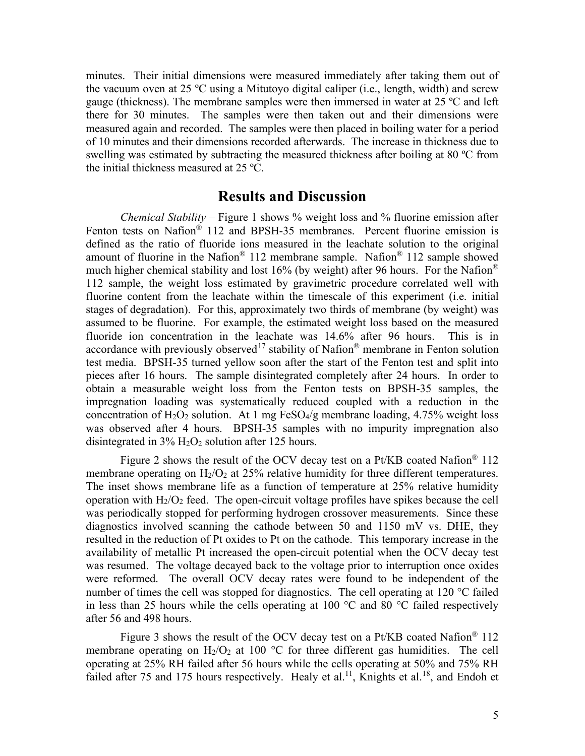minutes. Their initial dimensions were measured immediately after taking them out of the vacuum oven at 25 ºC using a Mitutoyo digital caliper (i.e., length, width) and screw gauge (thickness). The membrane samples were then immersed in water at 25 ºC and left there for 30 minutes. The samples were then taken out and their dimensions were measured again and recorded. The samples were then placed in boiling water for a period of 10 minutes and their dimensions recorded afterwards. The increase in thickness due to swelling was estimated by subtracting the measured thickness after boiling at 80 ºC from the initial thickness measured at 25 ºC.

## Results and Discussion

*Chemical Stability* – Figure 1 shows % weight loss and % fluorine emission after Fenton tests on Nafion® 112 and BPSH-35 membranes. Percent fluorine emission is defined as the ratio of fluoride ions measured in the leachate solution to the original amount of fluorine in the Nafion® 112 membrane sample. Nafion® 112 sample showed much higher chemical stability and lost 16% (by weight) after 96 hours. For the Nafion® 112 sample, the weight loss estimated by gravimetric procedure correlated well with fluorine content from the leachate within the timescale of this experiment (i.e. initial stages of degradation). For this, approximately two thirds of membrane (by weight) was assumed to be fluorine. For example, the estimated weight loss based on the measured fluoride ion concentration in the leachate was 14.6% after 96 hours. This is in accordance with previously observed[17] stability of Nafion® membrane in Fenton solution test media. BPSH-35 turned yellow soon after the start of the Fenton test and split into pieces after 16 hours. The sample disintegrated completely after 24 hours. In order to obtain a measurable weight loss from the Fenton tests on BPSH-35 samples, the impregnation loading was systematically reduced coupled with a reduction in the concentration of $H_2O_2$ solution. At 1 mg $FeSO_4$/g membrane loading, 4.75% weight loss was observed after 4 hours. BPSH-35 samples with no impurity impregnation also disintegrated in 3% $H_2O_2$ solution after 125 hours.

Figure 2 shows the result of the OCV decay test on a Pt/KB coated Nafion® 112 membrane operating on $H_2/O_2$ at 25% relative humidity for three different temperatures. The inset shows membrane life as a function of temperature at 25% relative humidity operation with $H_2/O_2$ feed. The open-circuit voltage profiles have spikes because the cell was periodically stopped for performing hydrogen crossover measurements. Since these diagnostics involved scanning the cathode between 50 and 1150 mV vs. DHE, they resulted in the reduction of Pt oxides to Pt on the cathode. This temporary increase in the availability of metallic Pt increased the open-circuit potential when the OCV decay test was resumed. The voltage decayed back to the voltage prior to interruption once oxides were reformed. The overall OCV decay rates were found to be independent of the number of times the cell was stopped for diagnostics. The cell operating at 120 °C failed in less than 25 hours while the cells operating at 100 °C and 80 °C failed respectively after 56 and 498 hours.

Figure 3 shows the result of the OCV decay test on a Pt/KB coated Nafion® 112 membrane operating on $H_2/O_2$ at 100 °C for three different gas humidities. The cell operating at 25% RH failed after 56 hours while the cells operating at 50% and 75% RH failed after 75 and 175 hours respectively. Healy et al.[11], Knights et al.[18], and Endoh et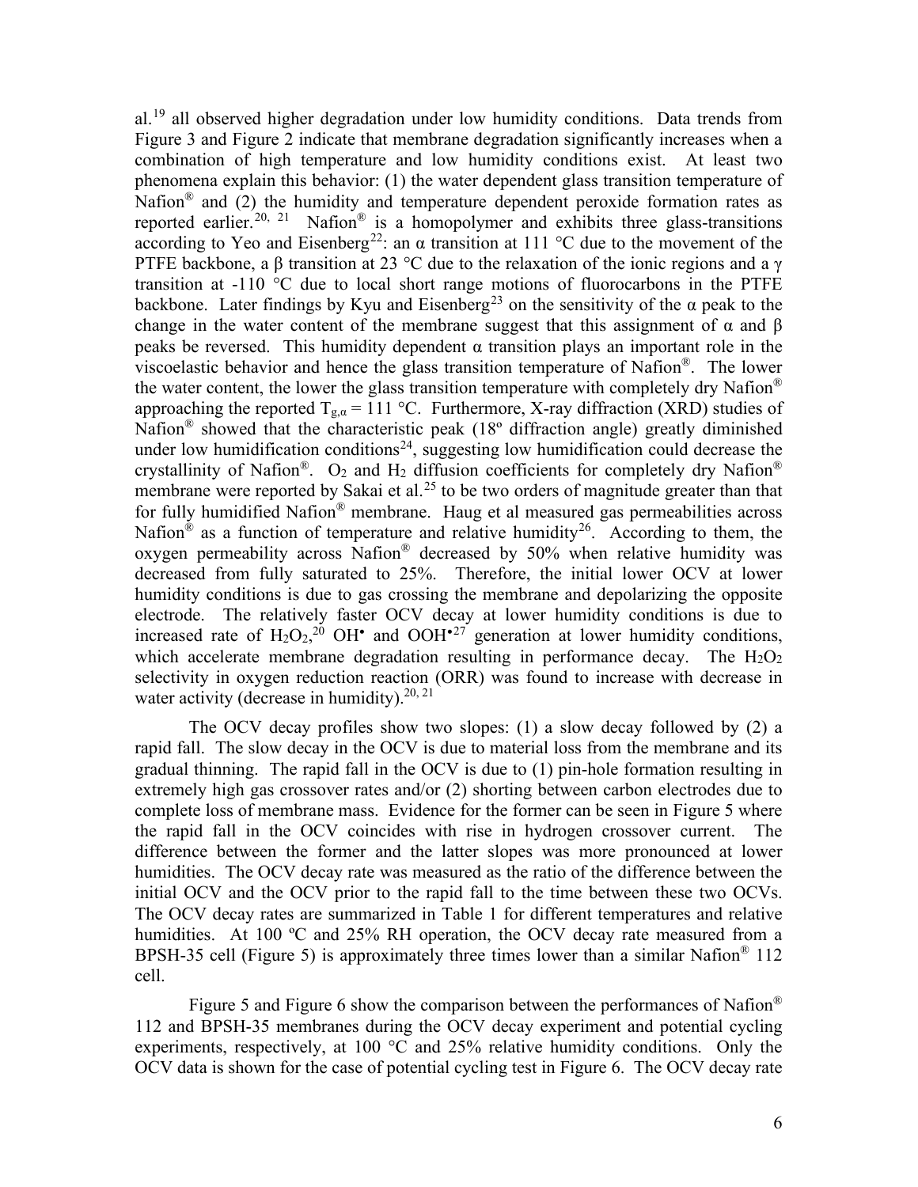al.[19] all observed higher degradation under low humidity conditions. Data trends from Figure 3 and Figure 2 indicate that membrane degradation significantly increases when a combination of high temperature and low humidity conditions exist. At least two phenomena explain this behavior: (1) the water dependent glass transition temperature of Nafion® and (2) the humidity and temperature dependent peroxide formation rates as reported earlier.[20, 21] Nafion® is a homopolymer and exhibits three glass-transitions according to Yeo and Eisenberg[22]: an α transition at 111 °C due to the movement of the PTFE backbone, a β transition at 23 °C due to the relaxation of the ionic regions and a γ transition at -110 °C due to local short range motions of fluorocarbons in the PTFE backbone. Later findings by Kyu and Eisenberg[23] on the sensitivity of the α peak to the change in the water content of the membrane suggest that this assignment of α and β peaks be reversed. This humidity dependent α transition plays an important role in the viscoelastic behavior and hence the glass transition temperature of Nafion®. The lower the water content, the lower the glass transition temperature with completely dry Nafion® approaching the reported $T_{g,\alpha} = 111$ °C. Furthermore, X-ray diffraction (XRD) studies of Nafion® showed that the characteristic peak (18º diffraction angle) greatly diminished under low humidification conditions[24], suggesting low humidification could decrease the crystallinity of Nafion®. $O_2$ and $H_2$ diffusion coefficients for completely dry Nafion® membrane were reported by Sakai et al.[25] to be two orders of magnitude greater than that for fully humidified Nafion® membrane. Haug et al measured gas permeabilities across Nafion® as a function of temperature and relative humidity[26]. According to them, the oxygen permeability across Nafion® decreased by 50% when relative humidity was decreased from fully saturated to 25%. Therefore, the initial lower OCV at lower humidity conditions is due to gas crossing the membrane and depolarizing the opposite electrode. The relatively faster OCV decay at lower humidity conditions is due to increased rate of $H_2O_2$,[20] $OH^\bullet$ and $OOH^\bullet$[27] generation at lower humidity conditions, which accelerate membrane degradation resulting in performance decay. The $H_2O_2$ selectivity in oxygen reduction reaction (ORR) was found to increase with decrease in water activity (decrease in humidity).[20, 21]

The OCV decay profiles show two slopes: (1) a slow decay followed by (2) a rapid fall. The slow decay in the OCV is due to material loss from the membrane and its gradual thinning. The rapid fall in the OCV is due to (1) pin-hole formation resulting in extremely high gas crossover rates and/or (2) shorting between carbon electrodes due to complete loss of membrane mass. Evidence for the former can be seen in Figure 5 where the rapid fall in the OCV coincides with rise in hydrogen crossover current. The difference between the former and the latter slopes was more pronounced at lower humidities. The OCV decay rate was measured as the ratio of the difference between the initial OCV and the OCV prior to the rapid fall to the time between these two OCVs. The OCV decay rates are summarized in Table 1 for different temperatures and relative humidities. At 100 ºC and 25% RH operation, the OCV decay rate measured from a BPSH-35 cell (Figure 5) is approximately three times lower than a similar Nafion® 112 cell.

Figure 5 and Figure 6 show the comparison between the performances of Nafion® 112 and BPSH-35 membranes during the OCV decay experiment and potential cycling experiments, respectively, at 100 °C and 25% relative humidity conditions. Only the OCV data is shown for the case of potential cycling test in Figure 6. The OCV decay rate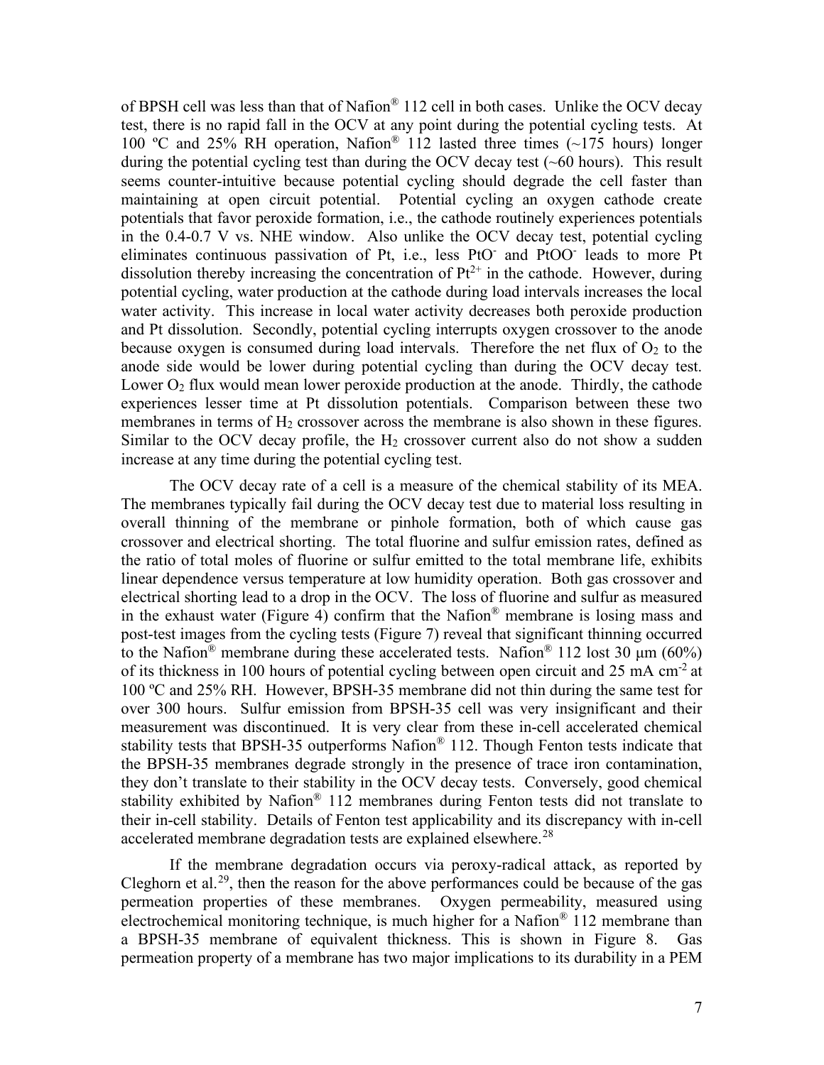of BPSH cell was less than that of Nafion® 112 cell in both cases. Unlike the OCV decay test, there is no rapid fall in the OCV at any point during the potential cycling tests. At 100 ºC and 25% RH operation, Nafion® 112 lasted three times (~175 hours) longer during the potential cycling test than during the OCV decay test (~60 hours). This result seems counter-intuitive because potential cycling should degrade the cell faster than maintaining at open circuit potential. Potential cycling an oxygen cathode create potentials that favor peroxide formation, i.e., the cathode routinely experiences potentials in the 0.4-0.7 V vs. NHE window. Also unlike the OCV decay test, potential cycling eliminates continuous passivation of Pt, i.e., less $PtO^-$ and $PtOO^-$ leads to more Pt dissolution thereby increasing the concentration of $Pt^{2+}$ in the cathode. However, during potential cycling, water production at the cathode during load intervals increases the local water activity. This increase in local water activity decreases both peroxide production and Pt dissolution. Secondly, potential cycling interrupts oxygen crossover to the anode because oxygen is consumed during load intervals. Therefore the net flux of $O_2$ to the anode side would be lower during potential cycling than during the OCV decay test. Lower $O_2$ flux would mean lower peroxide production at the anode. Thirdly, the cathode experiences lesser time at Pt dissolution potentials. Comparison between these two membranes in terms of $H_2$ crossover across the membrane is also shown in these figures. Similar to the OCV decay profile, the $H_2$ crossover current also do not show a sudden increase at any time during the potential cycling test.

The OCV decay rate of a cell is a measure of the chemical stability of its MEA. The membranes typically fail during the OCV decay test due to material loss resulting in overall thinning of the membrane or pinhole formation, both of which cause gas crossover and electrical shorting. The total fluorine and sulfur emission rates, defined as the ratio of total moles of fluorine or sulfur emitted to the total membrane life, exhibits linear dependence versus temperature at low humidity operation. Both gas crossover and electrical shorting lead to a drop in the OCV. The loss of fluorine and sulfur as measured in the exhaust water (Figure 4) confirm that the Nafion® membrane is losing mass and post-test images from the cycling tests (Figure 7) reveal that significant thinning occurred to the Nafion® membrane during these accelerated tests. Nafion® 112 lost 30 μm (60%) of its thickness in 100 hours of potential cycling between open circuit and 25 mA cm$^{-2}$ at 100 ºC and 25% RH. However, BPSH-35 membrane did not thin during the same test for over 300 hours. Sulfur emission from BPSH-35 cell was very insignificant and their measurement was discontinued. It is very clear from these in-cell accelerated chemical stability tests that BPSH-35 outperforms Nafion® 112. Though Fenton tests indicate that the BPSH-35 membranes degrade strongly in the presence of trace iron contamination, they don't translate to their stability in the OCV decay tests. Conversely, good chemical stability exhibited by Nafion® 112 membranes during Fenton tests did not translate to their in-cell stability. Details of Fenton test applicability and its discrepancy with in-cell accelerated membrane degradation tests are explained elsewhere.[28]

If the membrane degradation occurs via peroxy-radical attack, as reported by Cleghorn et al.[29], then the reason for the above performances could be because of the gas permeation properties of these membranes. Oxygen permeability, measured using electrochemical monitoring technique, is much higher for a Nafion® 112 membrane than a BPSH-35 membrane of equivalent thickness. This is shown in Figure 8. Gas permeation property of a membrane has two major implications to its durability in a PEM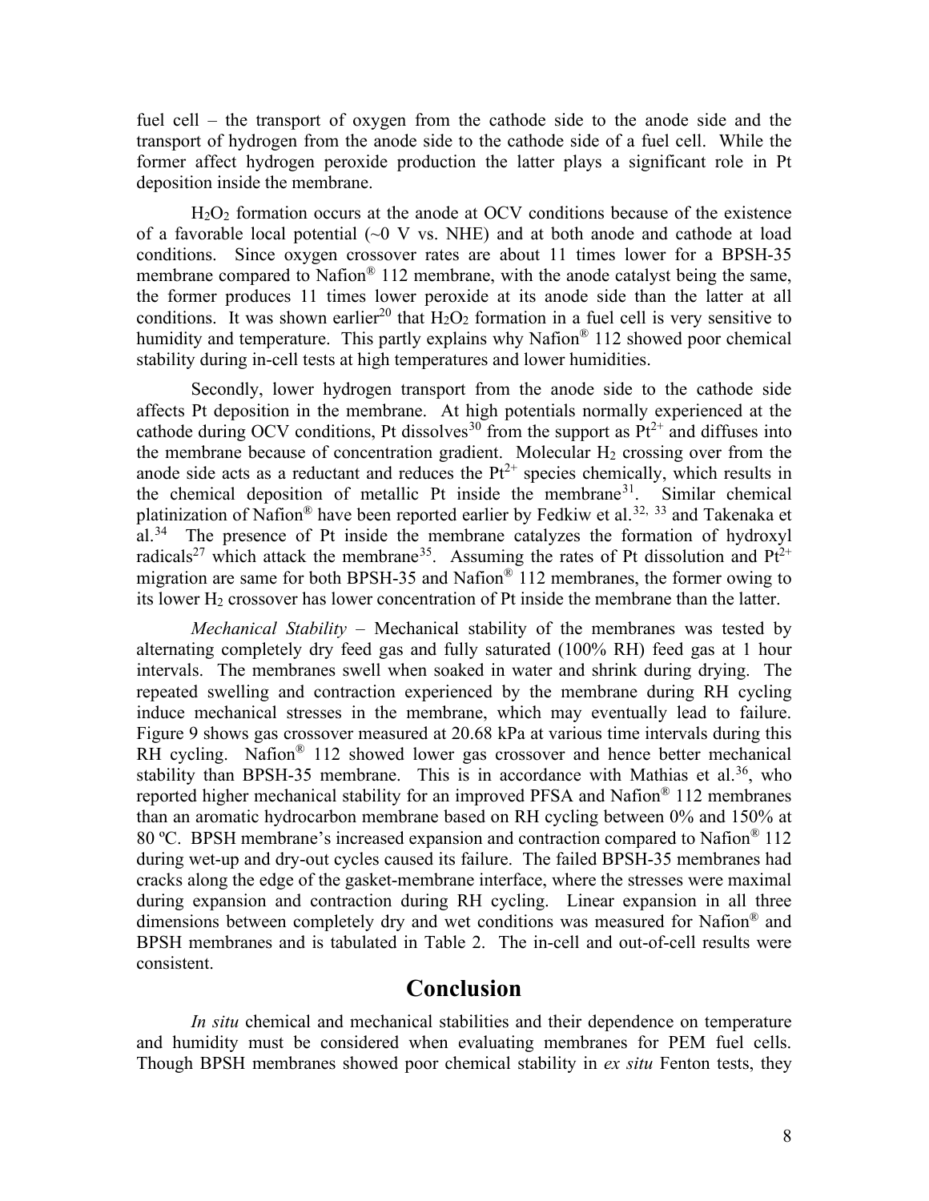fuel cell – the transport of oxygen from the cathode side to the anode side and the transport of hydrogen from the anode side to the cathode side of a fuel cell. While the former affect hydrogen peroxide production the latter plays a significant role in Pt deposition inside the membrane.

$H_2O_2$ formation occurs at the anode at OCV conditions because of the existence of a favorable local potential (~0 V vs. NHE) and at both anode and cathode at load conditions. Since oxygen crossover rates are about 11 times lower for a BPSH-35 membrane compared to Nafion® 112 membrane, with the anode catalyst being the same, the former produces 11 times lower peroxide at its anode side than the latter at all conditions. It was shown earlier[20] that $H_2O_2$ formation in a fuel cell is very sensitive to humidity and temperature. This partly explains why Nafion® 112 showed poor chemical stability during in-cell tests at high temperatures and lower humidities.

Secondly, lower hydrogen transport from the anode side to the cathode side affects Pt deposition in the membrane. At high potentials normally experienced at the cathode during OCV conditions, Pt dissolves[30] from the support as $Pt^{2+}$ and diffuses into the membrane because of concentration gradient. Molecular $H_2$ crossing over from the anode side acts as a reductant and reduces the $Pt^{2+}$ species chemically, which results in the chemical deposition of metallic Pt inside the membrane[31]. Similar chemical platinization of Nafion® have been reported earlier by Fedkiw et al.[32, 33] and Takenaka et al.[34] The presence of Pt inside the membrane catalyzes the formation of hydroxyl radicals[27] which attack the membrane[35]. Assuming the rates of Pt dissolution and $Pt^{2+}$ migration are same for both BPSH-35 and Nafion® 112 membranes, the former owing to its lower $H_2$ crossover has lower concentration of Pt inside the membrane than the latter.

*Mechanical Stability* – Mechanical stability of the membranes was tested by alternating completely dry feed gas and fully saturated (100% RH) feed gas at 1 hour intervals. The membranes swell when soaked in water and shrink during drying. The repeated swelling and contraction experienced by the membrane during RH cycling induce mechanical stresses in the membrane, which may eventually lead to failure. Figure 9 shows gas crossover measured at 20.68 kPa at various time intervals during this RH cycling. Nafion® 112 showed lower gas crossover and hence better mechanical stability than BPSH-35 membrane. This is in accordance with Mathias et al.[36], who reported higher mechanical stability for an improved PFSA and Nafion® 112 membranes than an aromatic hydrocarbon membrane based on RH cycling between 0% and 150% at 80 ºC. BPSH membrane's increased expansion and contraction compared to Nafion® 112 during wet-up and dry-out cycles caused its failure. The failed BPSH-35 membranes had cracks along the edge of the gasket-membrane interface, where the stresses were maximal during expansion and contraction during RH cycling. Linear expansion in all three dimensions between completely dry and wet conditions was measured for Nafion® and BPSH membranes and is tabulated in Table 2. The in-cell and out-of-cell results were consistent.

## Conclusion

*In situ* chemical and mechanical stabilities and their dependence on temperature and humidity must be considered when evaluating membranes for PEM fuel cells. Though BPSH membranes showed poor chemical stability in *ex situ* Fenton tests, they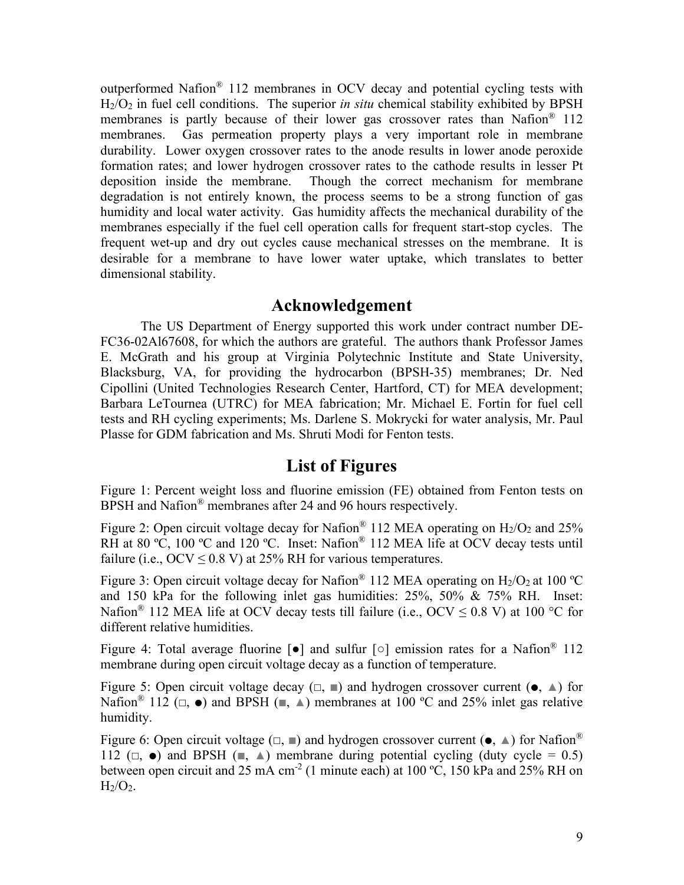outperformed Nafion® 112 membranes in OCV decay and potential cycling tests with $H_2/O_2$ in fuel cell conditions. The superior *in situ* chemical stability exhibited by BPSH membranes is partly because of their lower gas crossover rates than Nafion® 112 membranes. Gas permeation property plays a very important role in membrane durability. Lower oxygen crossover rates to the anode results in lower anode peroxide formation rates; and lower hydrogen crossover rates to the cathode results in lesser Pt deposition inside the membrane. Though the correct mechanism for membrane degradation is not entirely known, the process seems to be a strong function of gas humidity and local water activity. Gas humidity affects the mechanical durability of the membranes especially if the fuel cell operation calls for frequent start-stop cycles. The frequent wet-up and dry out cycles cause mechanical stresses on the membrane. It is desirable for a membrane to have lower water uptake, which translates to better dimensional stability.

## Acknowledgement

The US Department of Energy supported this work under contract number DE-FC36-02Al67608, for which the authors are grateful. The authors thank Professor James E. McGrath and his group at Virginia Polytechnic Institute and State University, Blacksburg, VA, for providing the hydrocarbon (BPSH-35) membranes; Dr. Ned Cipollini (United Technologies Research Center, Hartford, CT) for MEA development; Barbara LeTournea (UTRC) for MEA fabrication; Mr. Michael E. Fortin for fuel cell tests and RH cycling experiments; Ms. Darlene S. Mokrycki for water analysis, Mr. Paul Plasse for GDM fabrication and Ms. Shruti Modi for Fenton tests.

## List of Figures

Figure 1: Percent weight loss and fluorine emission (FE) obtained from Fenton tests on BPSH and Nafion® membranes after 24 and 96 hours respectively.

Figure 2: Open circuit voltage decay for Nafion® 112 MEA operating on $H_2/O_2$ and 25% RH at 80 ºC, 100 ºC and 120 ºC. Inset: Nafion® 112 MEA life at OCV decay tests until failure (i.e., OCV ≤ 0.8 V) at 25% RH for various temperatures.

Figure 3: Open circuit voltage decay for Nafion® 112 MEA operating on $H_2/O_2$ at 100 ºC and 150 kPa for the following inlet gas humidities: 25%, 50% & 75% RH. Inset: Nafion® 112 MEA life at OCV decay tests till failure (i.e., OCV ≤ 0.8 V) at 100 °C for different relative humidities.

Figure 4: Total average fluorine [●] and sulfur [○] emission rates for a Nafion® 112 membrane during open circuit voltage decay as a function of temperature.

Figure 5: Open circuit voltage decay (□, ■) and hydrogen crossover current (●, ▲) for Nafion® 112 (□, ●) and BPSH (■, ▲) membranes at 100 ºC and 25% inlet gas relative humidity.

Figure 6: Open circuit voltage (□, ■) and hydrogen crossover current (●, ▲) for Nafion® 112 (□, ●) and BPSH (■, ▲) membrane during potential cycling (duty cycle = 0.5) between open circuit and 25 mA cm$^{-2}$ (1 minute each) at 100 ºC, 150 kPa and 25% RH on $H_2/O_2$.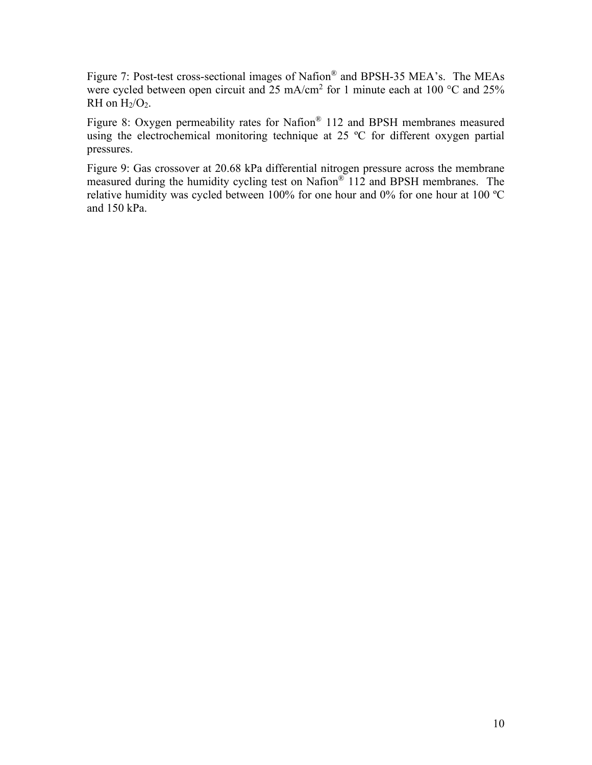Figure 7: Post-test cross-sectional images of Nafion® and BPSH-35 MEA's. The MEAs were cycled between open circuit and 25 mA/cm$^2$ for 1 minute each at 100 °C and 25% RH on $H_2/O_2$.

Figure 8: Oxygen permeability rates for Nafion® 112 and BPSH membranes measured using the electrochemical monitoring technique at 25 ºC for different oxygen partial pressures.

Figure 9: Gas crossover at 20.68 kPa differential nitrogen pressure across the membrane measured during the humidity cycling test on Nafion® 112 and BPSH membranes. The relative humidity was cycled between 100% for one hour and 0% for one hour at 100 ºC and 150 kPa.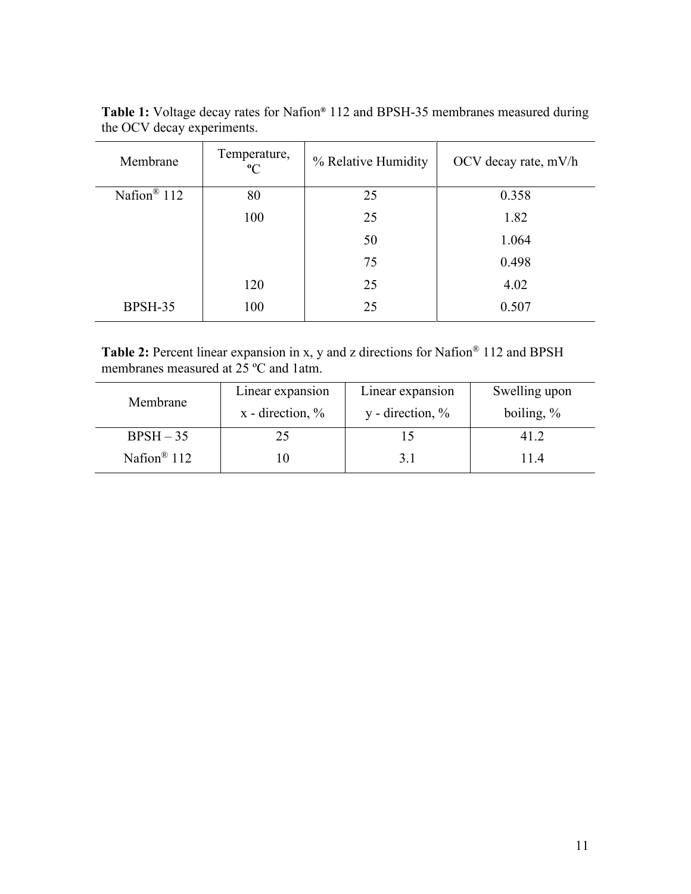**Table 1:** Voltage decay rates for Nafion® 112 and BPSH-35 membranes measured during the OCV decay experiments.

| Membrane | Temperature, ºC | % Relative Humidity | OCV decay rate, mV/h |
|---|---|---|---|
| Nafion® 112 | 80 | 25 | 0.358 |
| | 100 | 25 | 1.82 |
| | | 50 | 1.064 |
| | | 75 | 0.498 |
| | 120 | 25 | 4.02 |
| BPSH-35 | 100 | 25 | 0.507 |

**Table 2:** Percent linear expansion in x, y and z directions for Nafion® 112 and BPSH membranes measured at 25 ºC and 1atm.

| Membrane | Linear expansion x - direction, % | Linear expansion y - direction, % | Swelling upon boiling, % |
|---|---|---|---|
| BPSH – 35 | 25 | 15 | 41.2 |
| Nafion® 112 | 10 | 3.1 | 11.4 |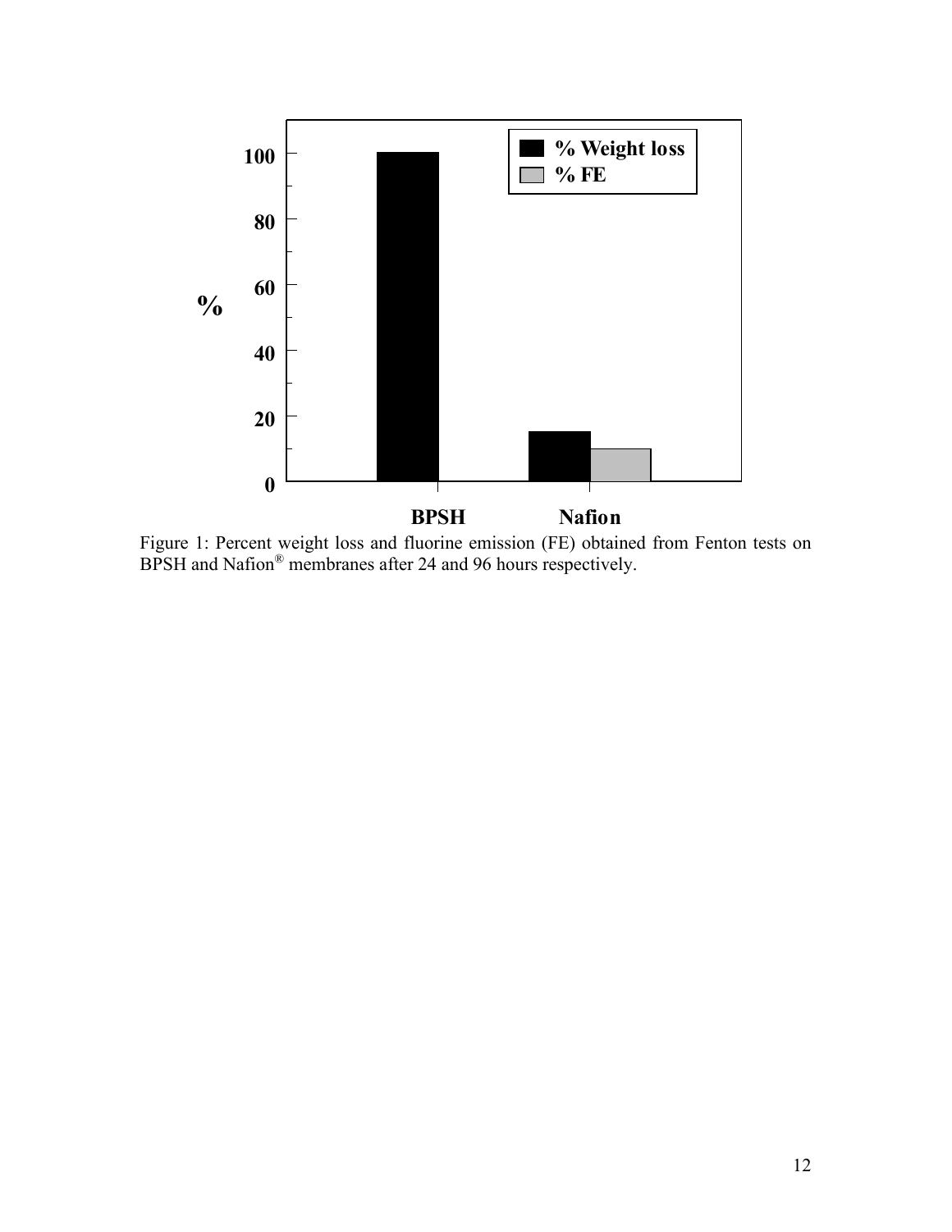Figure 1: Percent weight loss and fluorine emission (FE) obtained from Fenton tests on BPSH and Nafion® membranes after 24 and 96 hours respectively.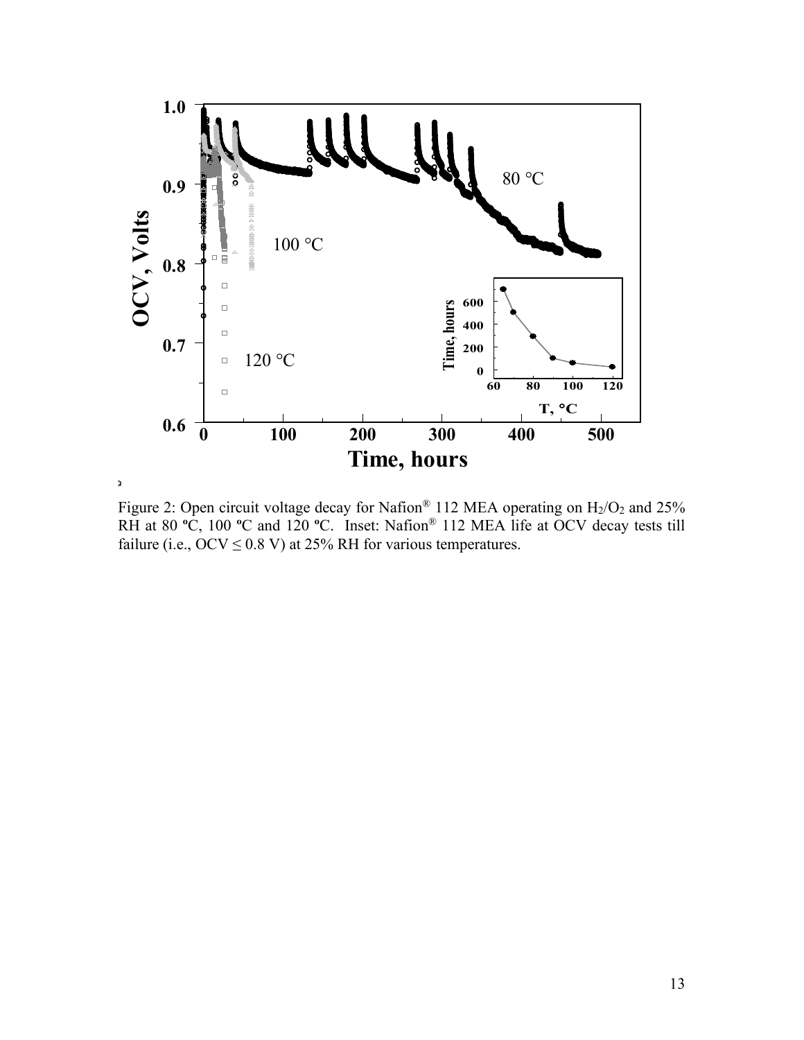Figure 2: Open circuit voltage decay for Nafion® 112 MEA operating on $H_2/O_2$ and 25% RH at 80 ºC, 100 ºC and 120 ºC. Inset: Nafion® 112 MEA life at OCV decay tests till failure (i.e., OCV ≤ 0.8 V) at 25% RH for various temperatures.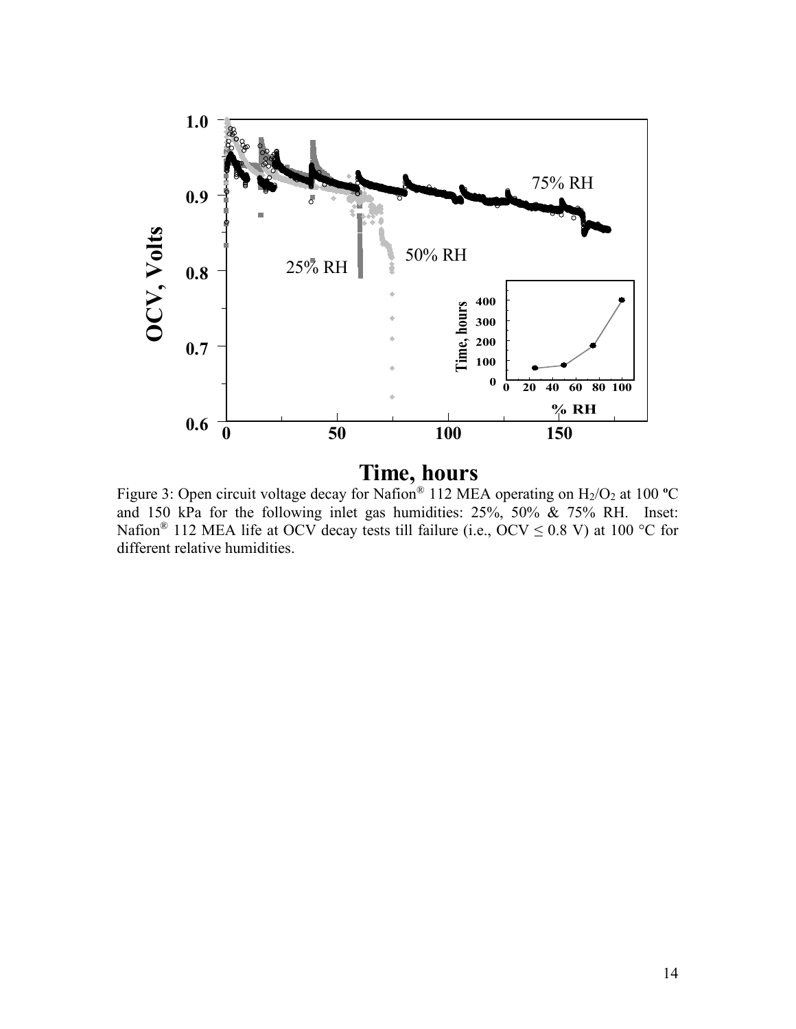Figure 3: Open circuit voltage decay for Nafion® 112 MEA operating on $H_2/O_2$ at 100 ºC and 150 kPa for the following inlet gas humidities: 25%, 50% & 75% RH. Inset: Nafion® 112 MEA life at OCV decay tests till failure (i.e., OCV ≤ 0.8 V) at 100 °C for different relative humidities.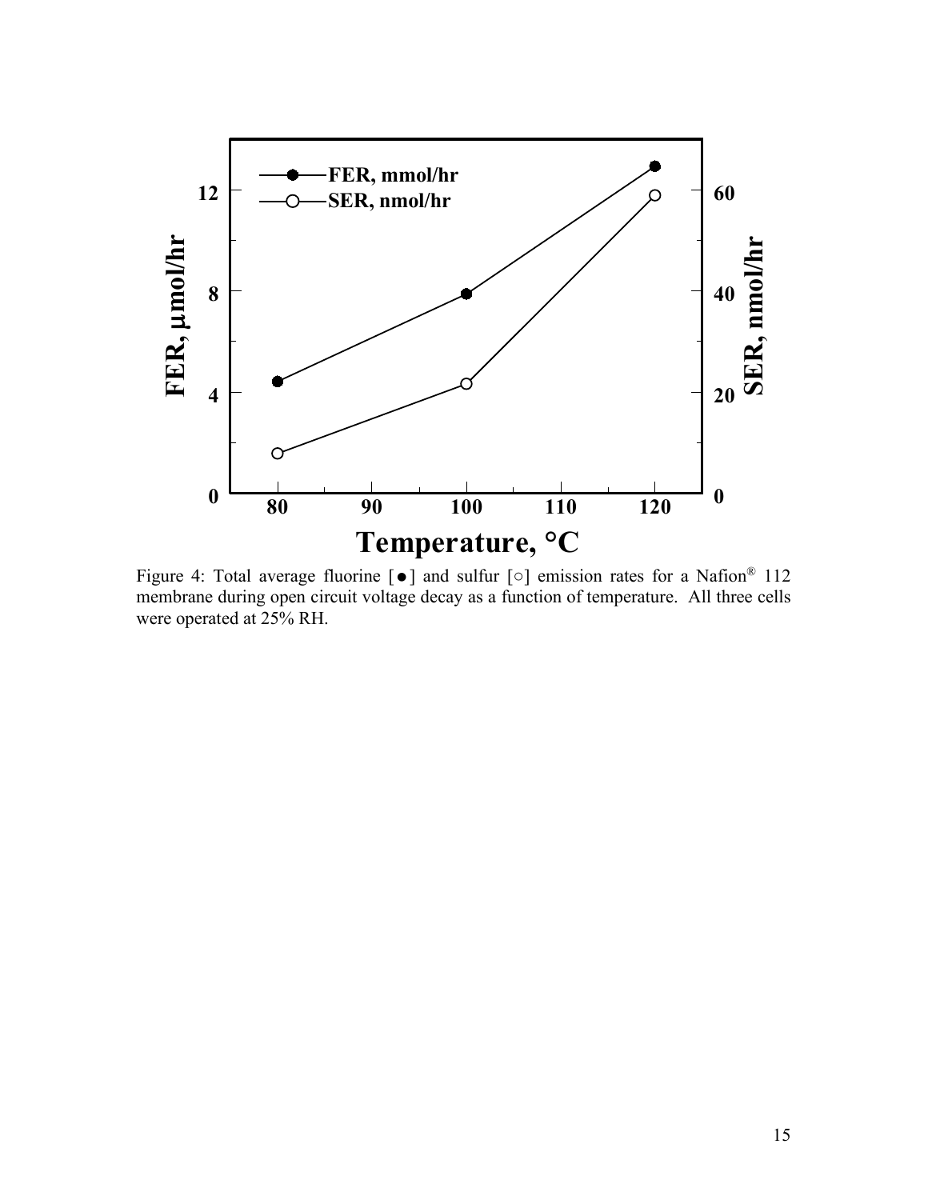Figure 4: Total average fluorine [●] and sulfur [○] emission rates for a Nafion® 112 membrane during open circuit voltage decay as a function of temperature. All three cells were operated at 25% RH.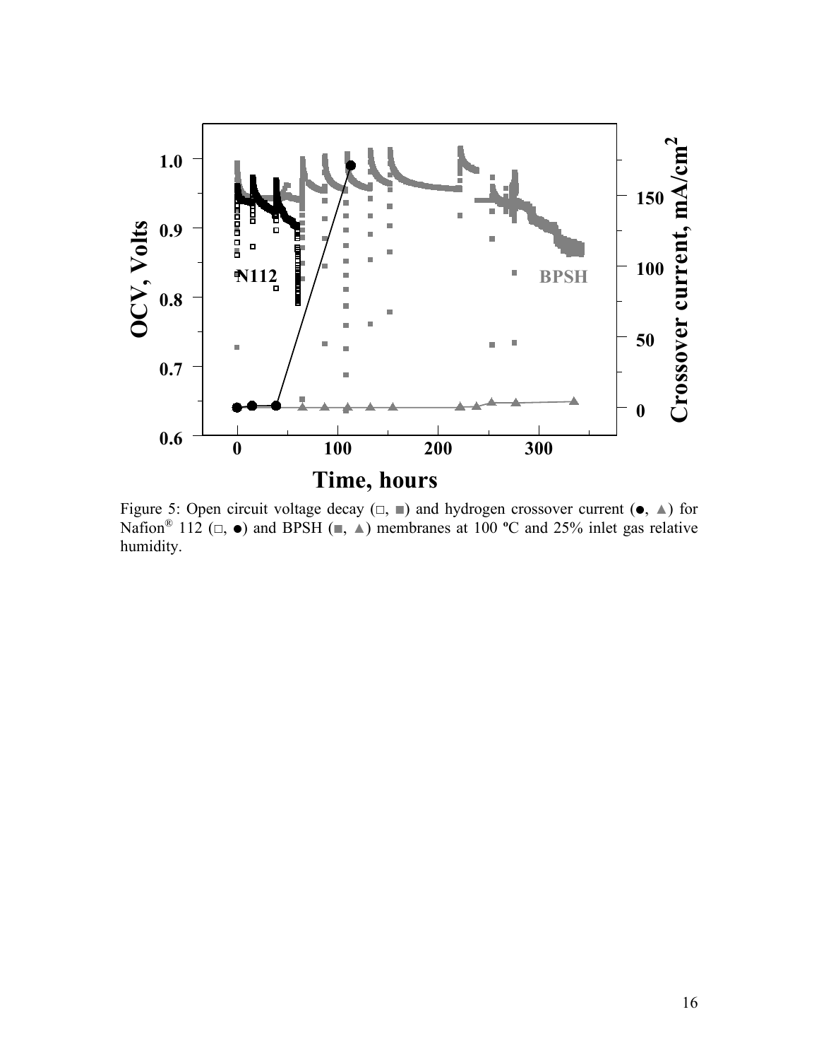Figure 5: Open circuit voltage decay (□, ■) and hydrogen crossover current (●, ▲) for Nafion® 112 (□, ●) and BPSH (■, ▲) membranes at 100 ºC and 25% inlet gas relative humidity.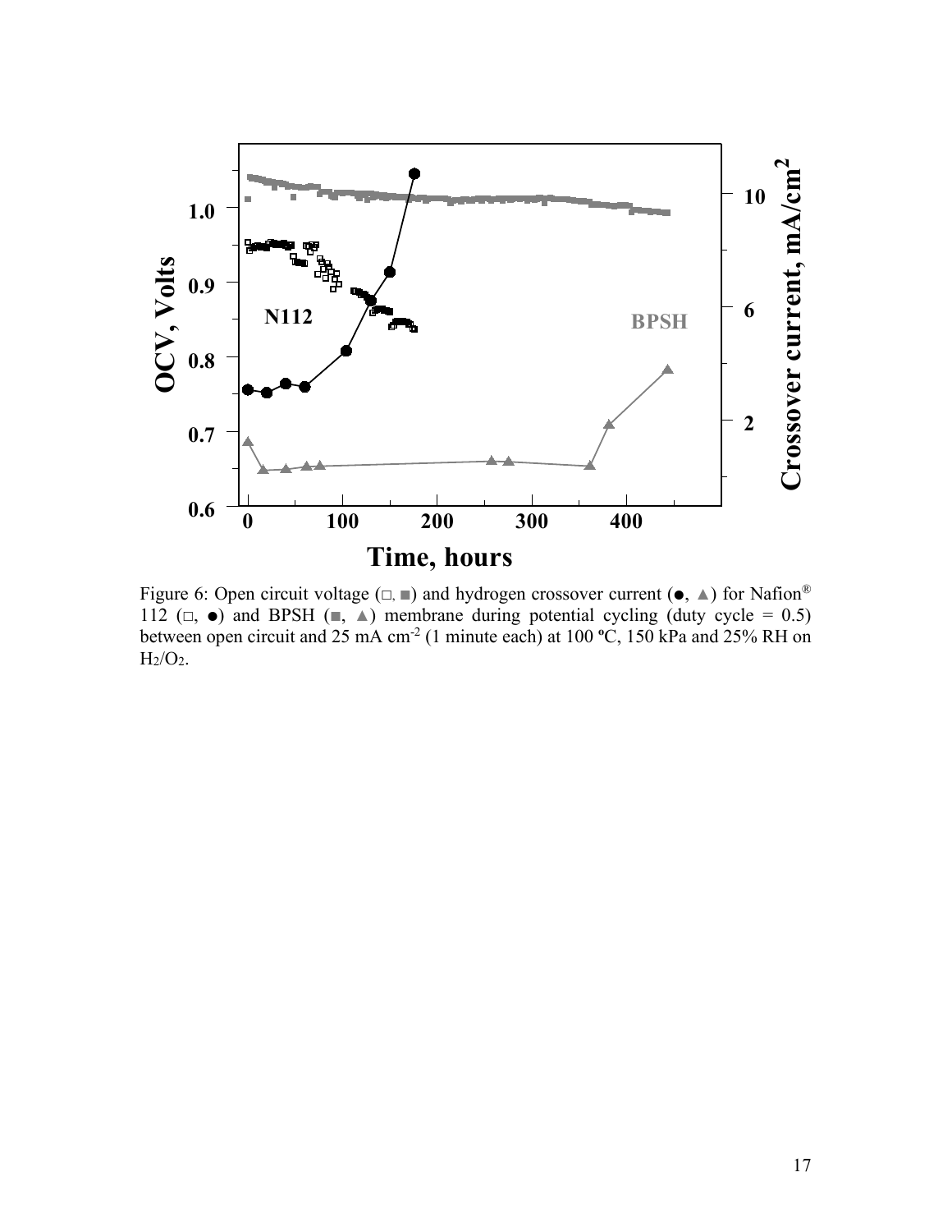Figure 6: Open circuit voltage (□, ■) and hydrogen crossover current (●, ▲) for Nafion® 112 (□, ●) and BPSH (■, ▲) membrane during potential cycling (duty cycle = 0.5) between open circuit and 25 mA cm$^{-2}$ (1 minute each) at 100 ºC, 150 kPa and 25% RH on $H_2/O_2$.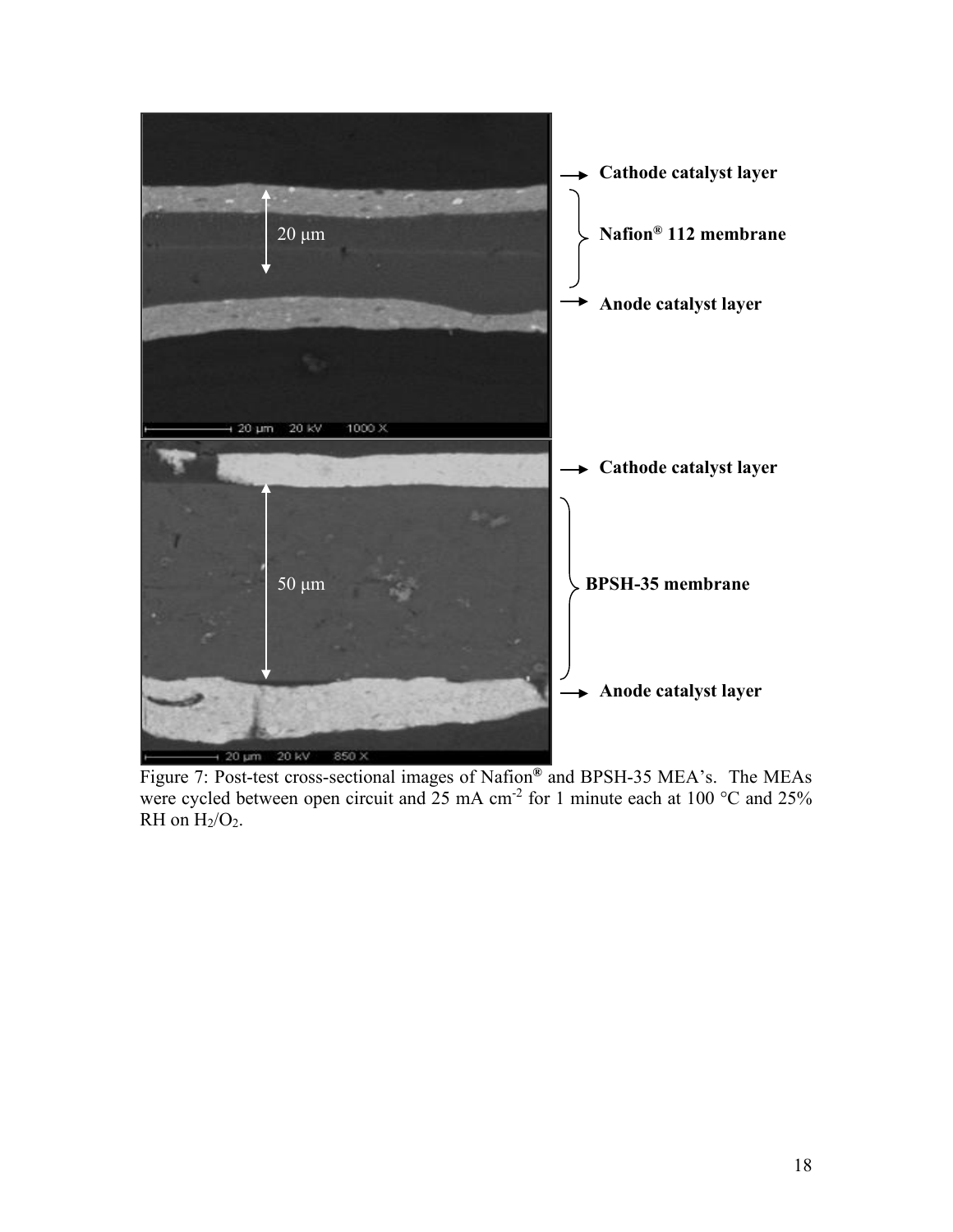Figure 7: Post-test cross-sectional images of Nafion® and BPSH-35 MEA's. The MEAs were cycled between open circuit and 25 mA $cm^{-2}$ for 1 minute each at 100 °C and 25% RH on $H_2/O_2$.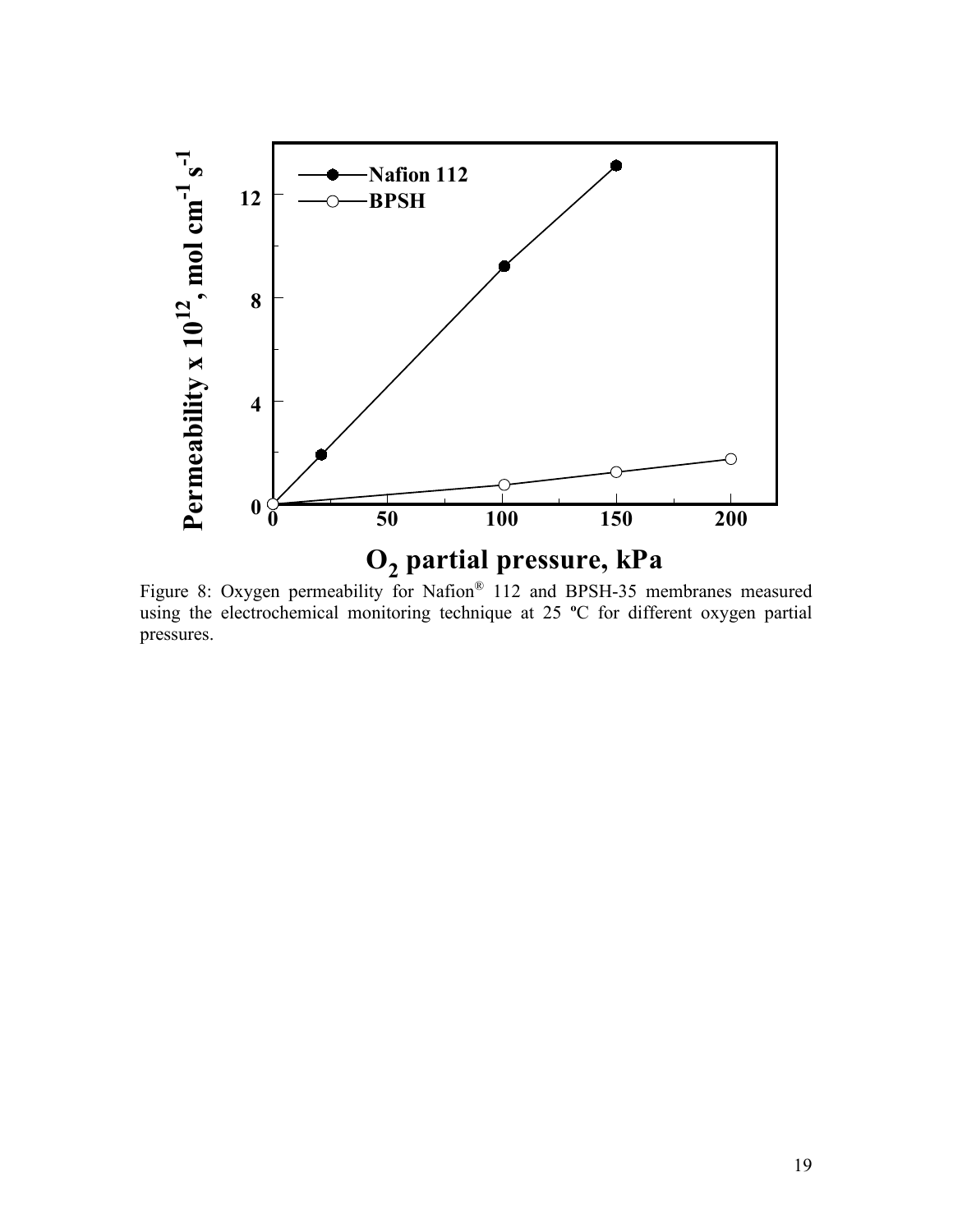Figure 8: Oxygen permeability for Nafion® 112 and BPSH-35 membranes measured using the electrochemical monitoring technique at 25 ºC for different oxygen partial pressures.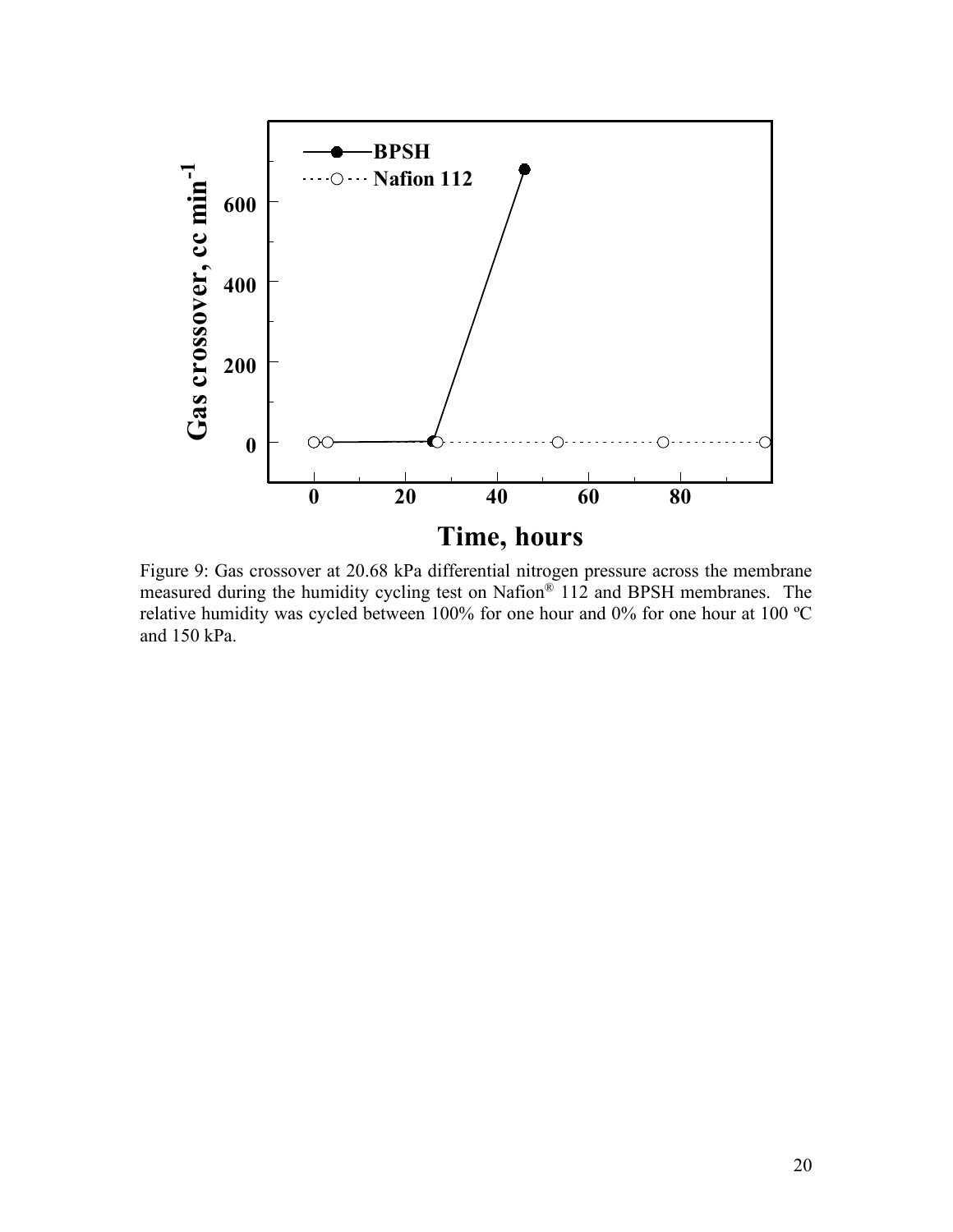Figure 9: Gas crossover at 20.68 kPa differential nitrogen pressure across the membrane measured during the humidity cycling test on Nafion® 112 and BPSH membranes. The relative humidity was cycled between 100% for one hour and 0% for one hour at 100 ºC and 150 kPa.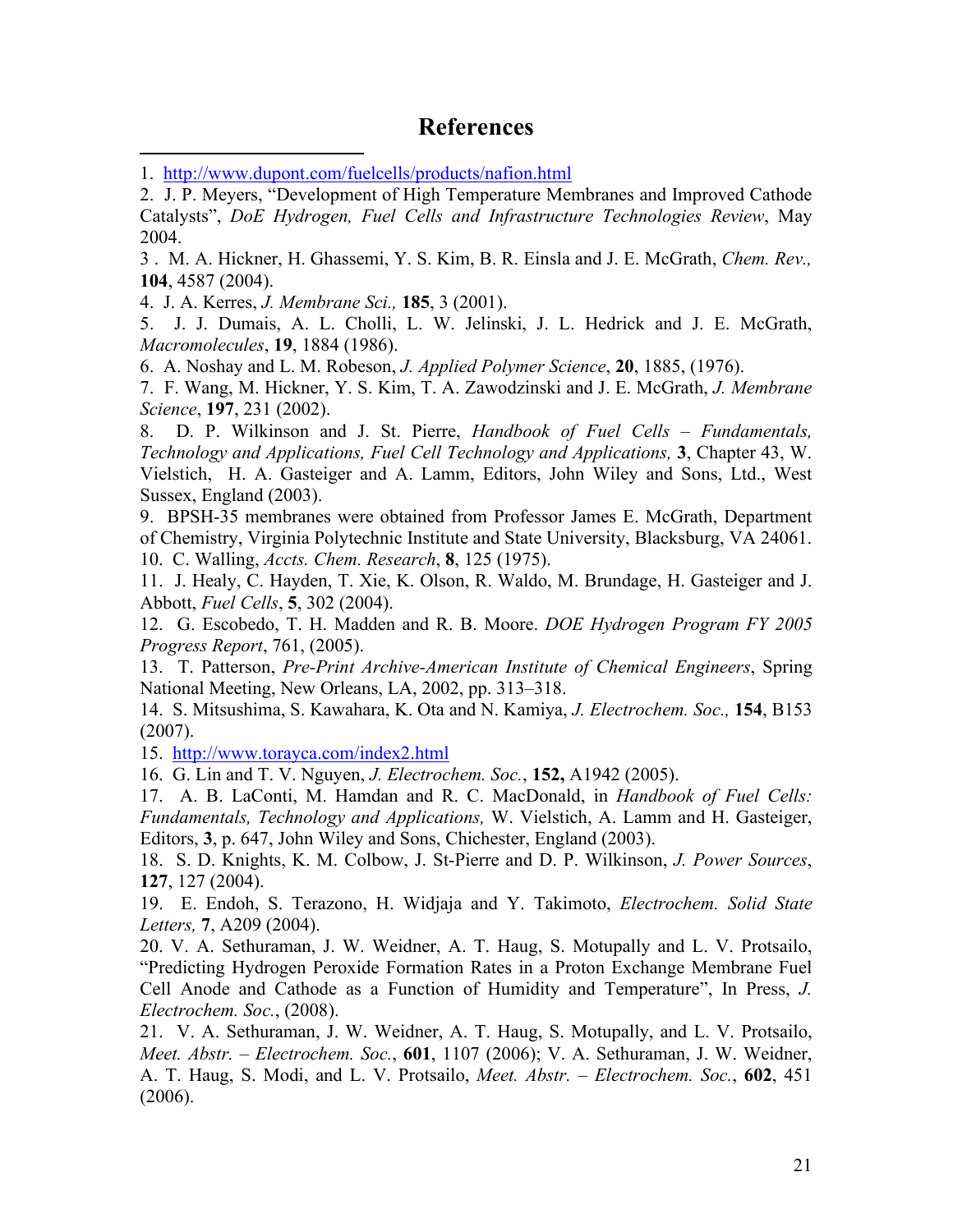# References

1. http://www.dupont.com/fuelcells/products/nafion.html
2. J. P. Meyers, "Development of High Temperature Membranes and Improved Cathode Catalysts", *DoE Hydrogen, Fuel Cells and Infrastructure Technologies Review*, May 2004.
3. M. A. Hickner, H. Ghassemi, Y. S. Kim, B. R. Einsla and J. E. McGrath, *Chem. Rev.,* **104**, 4587 (2004).
4. J. A. Kerres, *J. Membrane Sci.,* **185**, 3 (2001).
5. J. J. Dumais, A. L. Cholli, L. W. Jelinski, J. L. Hedrick and J. E. McGrath, *Macromolecules*, **19**, 1884 (1986).
6. A. Noshay and L. M. Robeson, *J. Applied Polymer Science*, **20**, 1885, (1976).
7. F. Wang, M. Hickner, Y. S. Kim, T. A. Zawodzinski and J. E. McGrath, *J. Membrane Science*, **197**, 231 (2002).
8. D. P. Wilkinson and J. St. Pierre, *Handbook of Fuel Cells – Fundamentals, Technology and Applications, Fuel Cell Technology and Applications,* **3**, Chapter 43, W. Vielstich, H. A. Gasteiger and A. Lamm, Editors, John Wiley and Sons, Ltd., West Sussex, England (2003).
9. BPSH-35 membranes were obtained from Professor James E. McGrath, Department of Chemistry, Virginia Polytechnic Institute and State University, Blacksburg, VA 24061.
10. C. Walling, *Accts. Chem. Research*, **8**, 125 (1975).
11. J. Healy, C. Hayden, T. Xie, K. Olson, R. Waldo, M. Brundage, H. Gasteiger and J. Abbott, *Fuel Cells*, **5**, 302 (2004).
12. G. Escobedo, T. H. Madden and R. B. Moore. *DOE Hydrogen Program FY 2005 Progress Report*, 761, (2005).
13. T. Patterson, *Pre-Print Archive-American Institute of Chemical Engineers*, Spring National Meeting, New Orleans, LA, 2002, pp. 313–318.
14. S. Mitsushima, S. Kawahara, K. Ota and N. Kamiya, *J. Electrochem. Soc.,* **154**, B153 (2007).
15. http://www.torayca.com/index2.html
16. G. Lin and T. V. Nguyen, *J. Electrochem. Soc.*, **152,** A1942 (2005).
17. A. B. LaConti, M. Hamdan and R. C. MacDonald, in *Handbook of Fuel Cells: Fundamentals, Technology and Applications,* W. Vielstich, A. Lamm and H. Gasteiger, Editors, **3**, p. 647, John Wiley and Sons, Chichester, England (2003).
18. S. D. Knights, K. M. Colbow, J. St-Pierre and D. P. Wilkinson, *J. Power Sources*, **127**, 127 (2004).
19. E. Endoh, S. Terazono, H. Widjaja and Y. Takimoto, *Electrochem. Solid State Letters,* **7**, A209 (2004).
20. V. A. Sethuraman, J. W. Weidner, A. T. Haug, S. Motupally and L. V. Protsailo, "Predicting Hydrogen Peroxide Formation Rates in a Proton Exchange Membrane Fuel Cell Anode and Cathode as a Function of Humidity and Temperature", In Press, *J. Electrochem. Soc.*, (2008).
21. V. A. Sethuraman, J. W. Weidner, A. T. Haug, S. Motupally, and L. V. Protsailo, *Meet. Abstr. – Electrochem. Soc.*, **601**, 1107 (2006); V. A. Sethuraman, J. W. Weidner, A. T. Haug, S. Modi, and L. V. Protsailo, *Meet. Abstr. – Electrochem. Soc.*, **602**, 451 (2006).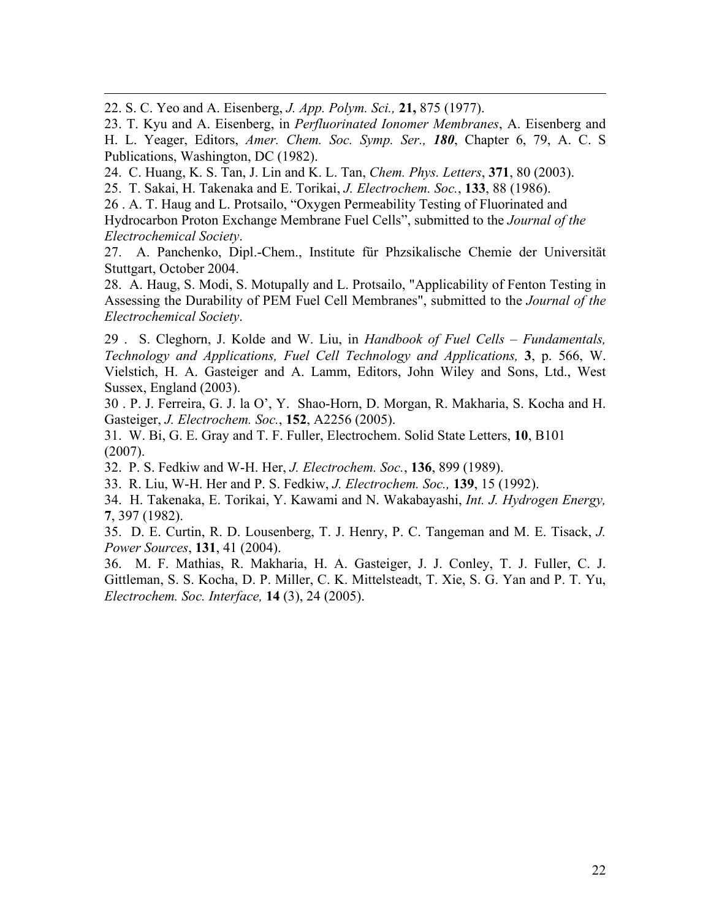22. S. C. Yeo and A. Eisenberg, *J. App. Polym. Sci.,* **21,** 875 (1977).

23. T. Kyu and A. Eisenberg, in *Perfluorinated Ionomer Membranes*, A. Eisenberg and H. L. Yeager, Editors, *Amer. Chem. Soc. Symp. Ser., **180***, Chapter 6, 79, A. C. S Publications, Washington, DC (1982).

24. C. Huang, K. S. Tan, J. Lin and K. L. Tan, *Chem. Phys. Letters*, **371**, 80 (2003).

25. T. Sakai, H. Takenaka and E. Torikai, *J. Electrochem. Soc.*, **133**, 88 (1986).

26 . A. T. Haug and L. Protsailo, "Oxygen Permeability Testing of Fluorinated and Hydrocarbon Proton Exchange Membrane Fuel Cells", submitted to the *Journal of the Electrochemical Society*.

27. A. Panchenko, Dipl.-Chem., Institute für Phzsikalische Chemie der Universität Stuttgart, October 2004.

28. A. Haug, S. Modi, S. Motupally and L. Protsailo, "Applicability of Fenton Testing in Assessing the Durability of PEM Fuel Cell Membranes", submitted to the *Journal of the Electrochemical Society*.

29 . S. Cleghorn, J. Kolde and W. Liu, in *Handbook of Fuel Cells – Fundamentals, Technology and Applications, Fuel Cell Technology and Applications,* **3**, p. 566, W. Vielstich, H. A. Gasteiger and A. Lamm, Editors, John Wiley and Sons, Ltd., West Sussex, England (2003).

30 . P. J. Ferreira, G. J. la O', Y. Shao-Horn, D. Morgan, R. Makharia, S. Kocha and H. Gasteiger, *J. Electrochem. Soc.*, **152**, A2256 (2005).

31. W. Bi, G. E. Gray and T. F. Fuller, Electrochem. Solid State Letters, **10**, B101 (2007).

32. P. S. Fedkiw and W-H. Her, *J. Electrochem. Soc.*, **136**, 899 (1989).

33. R. Liu, W-H. Her and P. S. Fedkiw, *J. Electrochem. Soc.,* **139**, 15 (1992).

34. H. Takenaka, E. Torikai, Y. Kawami and N. Wakabayashi, *Int. J. Hydrogen Energy,* **7**, 397 (1982).

35. D. E. Curtin, R. D. Lousenberg, T. J. Henry, P. C. Tangeman and M. E. Tisack, *J. Power Sources*, **131**, 41 (2004).

36. M. F. Mathias, R. Makharia, H. A. Gasteiger, J. J. Conley, T. J. Fuller, C. J. Gittleman, S. S. Kocha, D. P. Miller, C. K. Mittelsteadt, T. Xie, S. G. Yan and P. T. Yu, *Electrochem. Soc. Interface,* **14** (3), 24 (2005).